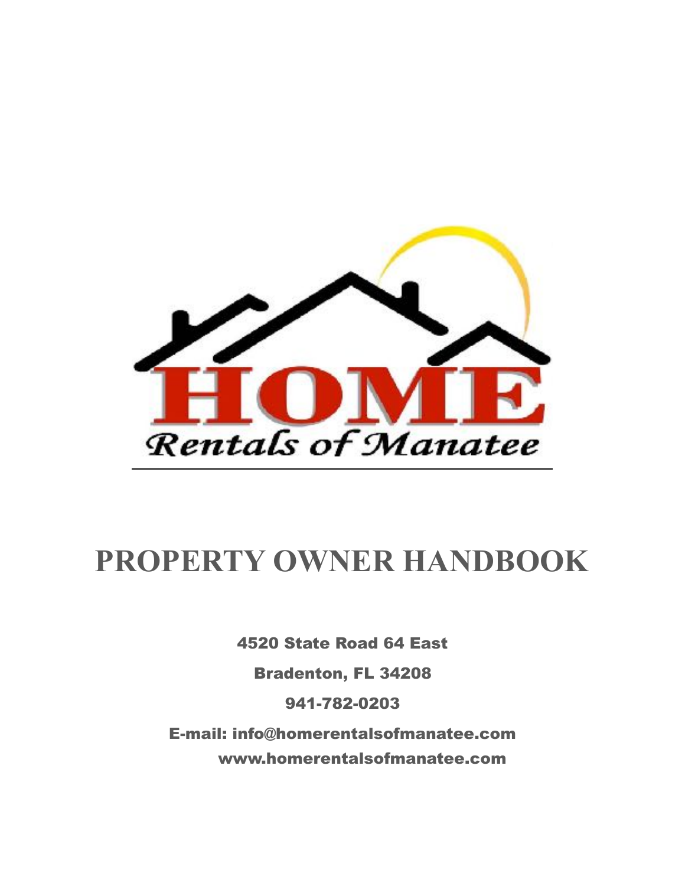HOME

*Rentals of Manatee*

# PROPERTY OWNER HANDBOOK

4520 State Road 64 East

Bradenton, FL 34208

941-782-0203

E-mail: info@homerentalsofmanatee.com

www.homerentalsofmanatee.com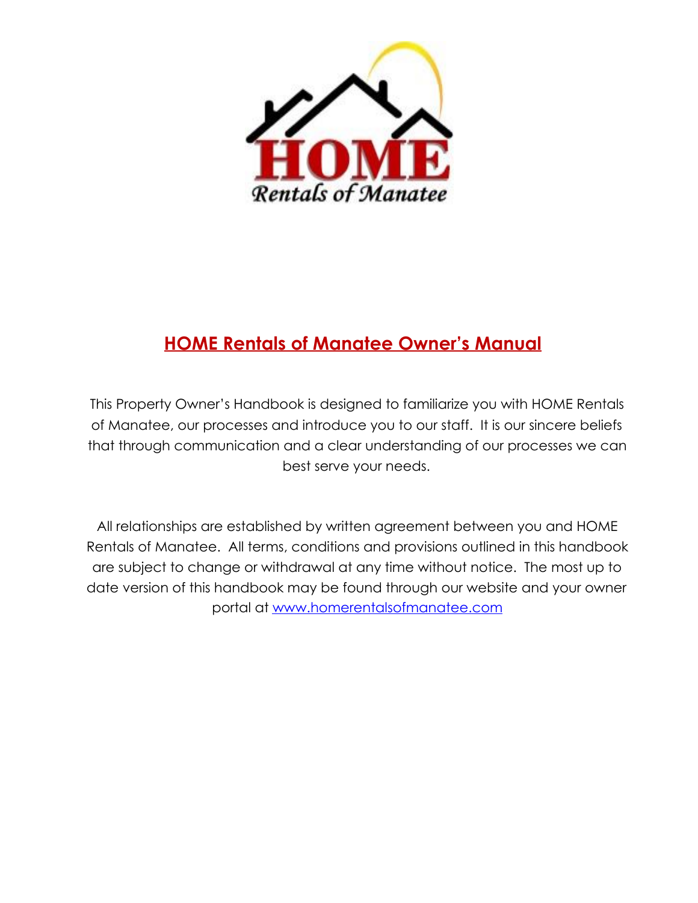# HOME Rentals of Manatee Owner's Manual

This Property Owner's Handbook is designed to familiarize you with HOME Rentals of Manatee, our processes and introduce you to our staff. It is our sincere beliefs that through communication and a clear understanding of our processes we can best serve your needs.

All relationships are established by written agreement between you and HOME Rentals of Manatee. All terms, conditions and provisions outlined in this handbook are subject to change or withdrawal at any time without notice. The most up to date version of this handbook may be found through our website and your owner portal at [www.homerentalsofmanatee.com](http://www.homerentalsofmanatee.com)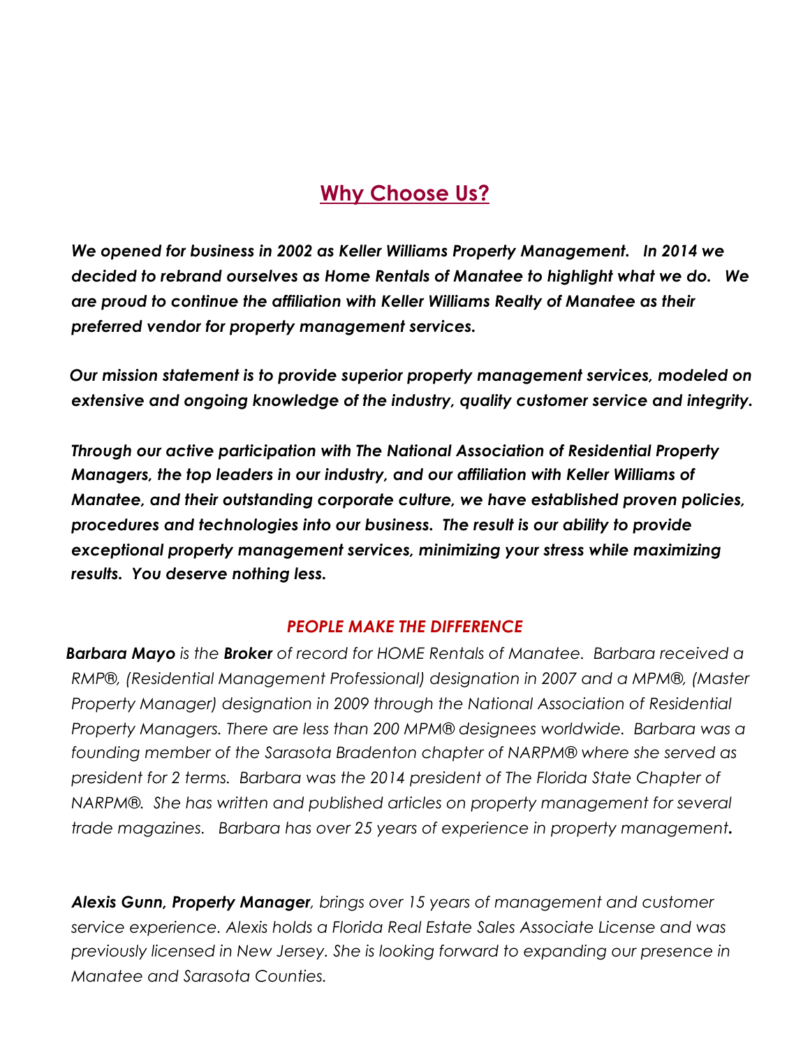## Why Choose Us?

***We opened for business in 2002 as Keller Williams Property Management. In 2014 we decided to rebrand ourselves as Home Rentals of Manatee to highlight what we do. We are proud to continue the affiliation with Keller Williams Realty of Manatee as their preferred vendor for property management services.***

***Our mission statement is to provide superior property management services, modeled on extensive and ongoing knowledge of the industry, quality customer service and integrity.***

***Through our active participation with The National Association of Residential Property Managers, the top leaders in our industry, and our affiliation with Keller Williams of Manatee, and their outstanding corporate culture, we have established proven policies, procedures and technologies into our business. The result is our ability to provide exceptional property management services, minimizing your stress while maximizing results. You deserve nothing less.***

***PEOPLE MAKE THE DIFFERENCE***

***Barbara Mayo*** *is the* ***Broker*** *of record for HOME Rentals of Manatee. Barbara received a RMP®, (Residential Management Professional) designation in 2007 and a MPM®, (Master Property Manager) designation in 2009 through the National Association of Residential Property Managers. There are less than 200 MPM® designees worldwide. Barbara was a founding member of the Sarasota Bradenton chapter of NARPM® where she served as president for 2 terms. Barbara was the 2014 president of The Florida State Chapter of NARPM®. She has written and published articles on property management for several trade magazines. Barbara has over 25 years of experience in property management.*

***Alexis Gunn, Property Manager****, brings over 15 years of management and customer service experience. Alexis holds a Florida Real Estate Sales Associate License and was previously licensed in New Jersey. She is looking forward to expanding our presence in Manatee and Sarasota Counties.*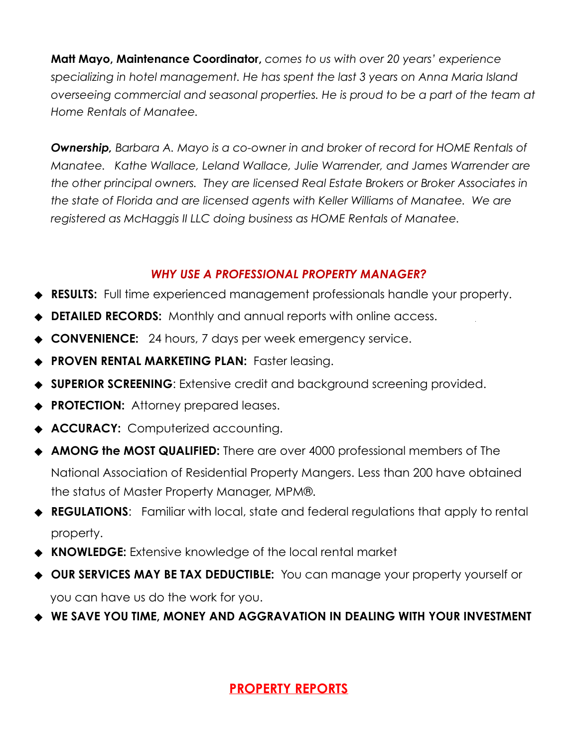**Matt Mayo, Maintenance Coordinator,** *comes to us with over 20 years' experience specializing in hotel management. He has spent the last 3 years on Anna Maria Island overseeing commercial and seasonal properties. He is proud to be a part of the team at Home Rentals of Manatee.*

***Ownership,*** *Barbara A. Mayo is a co-owner in and broker of record for HOME Rentals of Manatee. Kathe Wallace, Leland Wallace, Julie Warrender, and James Warrender are the other principal owners. They are licensed Real Estate Brokers or Broker Associates in the state of Florida and are licensed agents with Keller Williams of Manatee. We are registered as McHaggis II LLC doing business as HOME Rentals of Manatee.*

### *WHY USE A PROFESSIONAL PROPERTY MANAGER?*

- **RESULTS:** Full time experienced management professionals handle your property.
- **DETAILED RECORDS:** Monthly and annual reports with online access.
- **CONVENIENCE:** 24 hours, 7 days per week emergency service.
- **PROVEN RENTAL MARKETING PLAN:** Faster leasing.
- **SUPERIOR SCREENING**: Extensive credit and background screening provided.
- **PROTECTION:** Attorney prepared leases.
- **ACCURACY:** Computerized accounting.
- **AMONG the MOST QUALIFIED:** There are over 4000 professional members of The National Association of Residential Property Mangers. Less than 200 have obtained the status of Master Property Manager, MPM®.
- **REGULATIONS**: Familiar with local, state and federal regulations that apply to rental property.
- **KNOWLEDGE:** Extensive knowledge of the local rental market
- **OUR SERVICES MAY BE TAX DEDUCTIBLE:** You can manage your property yourself or you can have us do the work for you.
- **WE SAVE YOU TIME, MONEY AND AGGRAVATION IN DEALING WITH YOUR INVESTMENT**

## PROPERTY REPORTS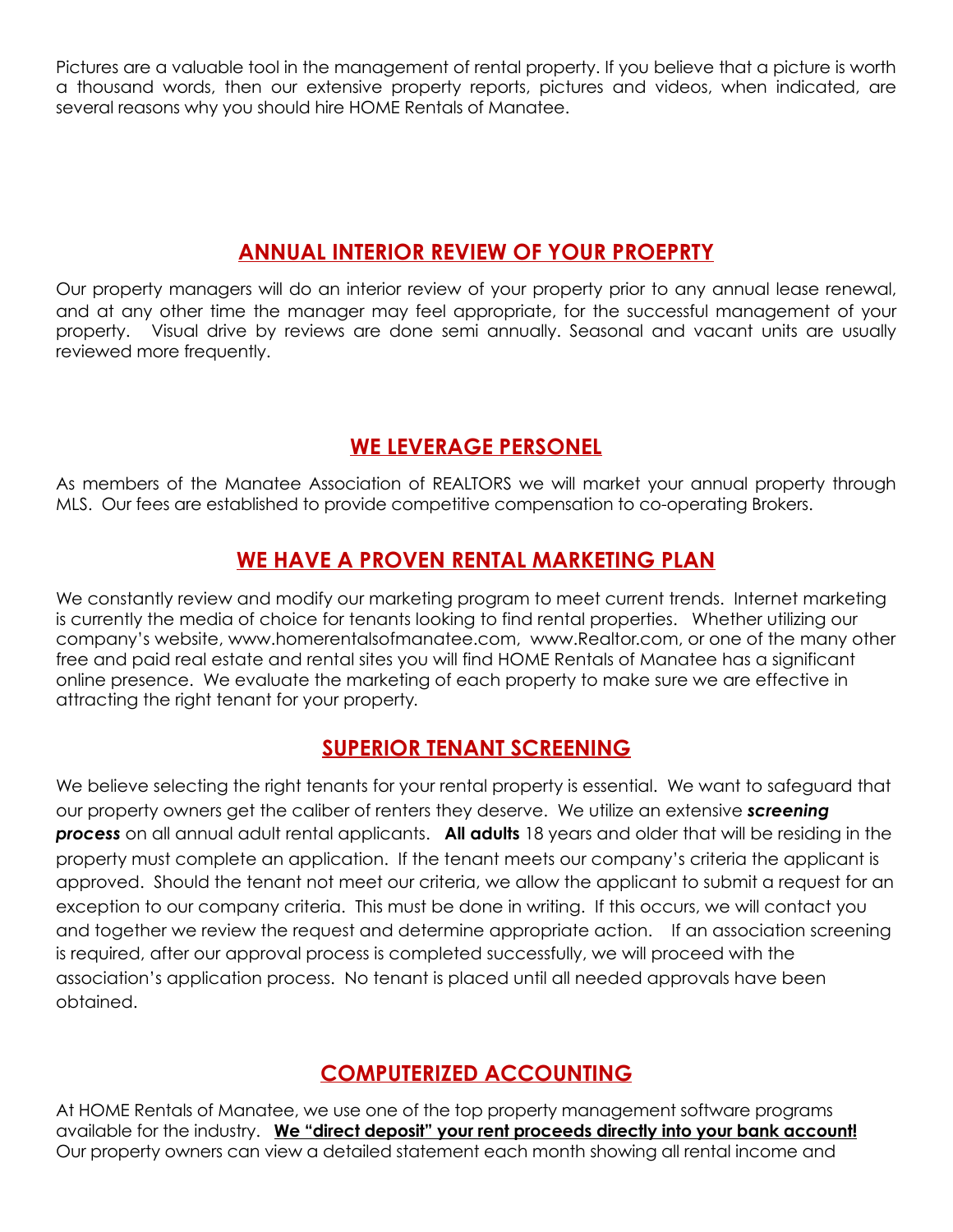Pictures are a valuable tool in the management of rental property. If you believe that a picture is worth a thousand words, then our extensive property reports, pictures and videos, when indicated, are several reasons why you should hire HOME Rentals of Manatee.

## ANNUAL INTERIOR REVIEW OF YOUR PROEPRTY

Our property managers will do an interior review of your property prior to any annual lease renewal, and at any other time the manager may feel appropriate, for the successful management of your property. Visual drive by reviews are done semi annually. Seasonal and vacant units are usually reviewed more frequently.

## WE LEVERAGE PERSONEL

As members of the Manatee Association of REALTORS we will market your annual property through MLS. Our fees are established to provide competitive compensation to co-operating Brokers.

## WE HAVE A PROVEN RENTAL MARKETING PLAN

We constantly review and modify our marketing program to meet current trends. Internet marketing is currently the media of choice for tenants looking to find rental properties. Whether utilizing our company's website, www.homerentalsofmanatee.com, www.Realtor.com, or one of the many other free and paid real estate and rental sites you will find HOME Rentals of Manatee has a significant online presence. We evaluate the marketing of each property to make sure we are effective in attracting the right tenant for your property.

## SUPERIOR TENANT SCREENING

We believe selecting the right tenants for your rental property is essential. We want to safeguard that our property owners get the caliber of renters they deserve. We utilize an extensive ***screening process*** on all annual adult rental applicants. **All adults** 18 years and older that will be residing in the property must complete an application. If the tenant meets our company's criteria the applicant is approved. Should the tenant not meet our criteria, we allow the applicant to submit a request for an exception to our company criteria. This must be done in writing. If this occurs, we will contact you and together we review the request and determine appropriate action. If an association screening is required, after our approval process is completed successfully, we will proceed with the association's application process. No tenant is placed until all needed approvals have been obtained.

## COMPUTERIZED ACCOUNTING

At HOME Rentals of Manatee, we use one of the top property management software programs available for the industry. **We "direct deposit" your rent proceeds directly into your bank account!** Our property owners can view a detailed statement each month showing all rental income and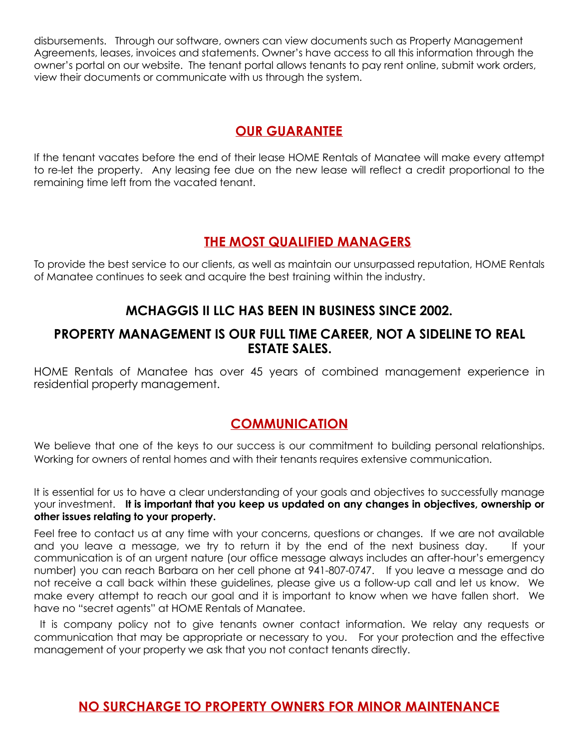disbursements. Through our software, owners can view documents such as Property Management Agreements, leases, invoices and statements. Owner's have access to all this information through the owner's portal on our website. The tenant portal allows tenants to pay rent online, submit work orders, view their documents or communicate with us through the system.

## OUR GUARANTEE

If the tenant vacates before the end of their lease HOME Rentals of Manatee will make every attempt to re-let the property. Any leasing fee due on the new lease will reflect a credit proportional to the remaining time left from the vacated tenant.

## THE MOST QUALIFIED MANAGERS

To provide the best service to our clients, as well as maintain our unsurpassed reputation, HOME Rentals of Manatee continues to seek and acquire the best training within the industry.

### MCHAGGIS II LLC HAS BEEN IN BUSINESS SINCE 2002.

### PROPERTY MANAGEMENT IS OUR FULL TIME CAREER, NOT A SIDELINE TO REAL ESTATE SALES.

HOME Rentals of Manatee has over 45 years of combined management experience in residential property management.

## COMMUNICATION

We believe that one of the keys to our success is our commitment to building personal relationships. Working for owners of rental homes and with their tenants requires extensive communication.

It is essential for us to have a clear understanding of your goals and objectives to successfully manage your investment. **It is important that you keep us updated on any changes in objectives, ownership or other issues relating to your property.**

Feel free to contact us at any time with your concerns, questions or changes. If we are not available and you leave a message, we try to return it by the end of the next business day. If your communication is of an urgent nature (our office message always includes an after-hour's emergency number) you can reach Barbara on her cell phone at 941-807-0747. If you leave a message and do not receive a call back within these guidelines, please give us a follow-up call and let us know. We make every attempt to reach our goal and it is important to know when we have fallen short. We have no "secret agents" at HOME Rentals of Manatee.

It is company policy not to give tenants owner contact information. We relay any requests or communication that may be appropriate or necessary to you. For your protection and the effective management of your property we ask that you not contact tenants directly.

## NO SURCHARGE TO PROPERTY OWNERS FOR MINOR MAINTENANCE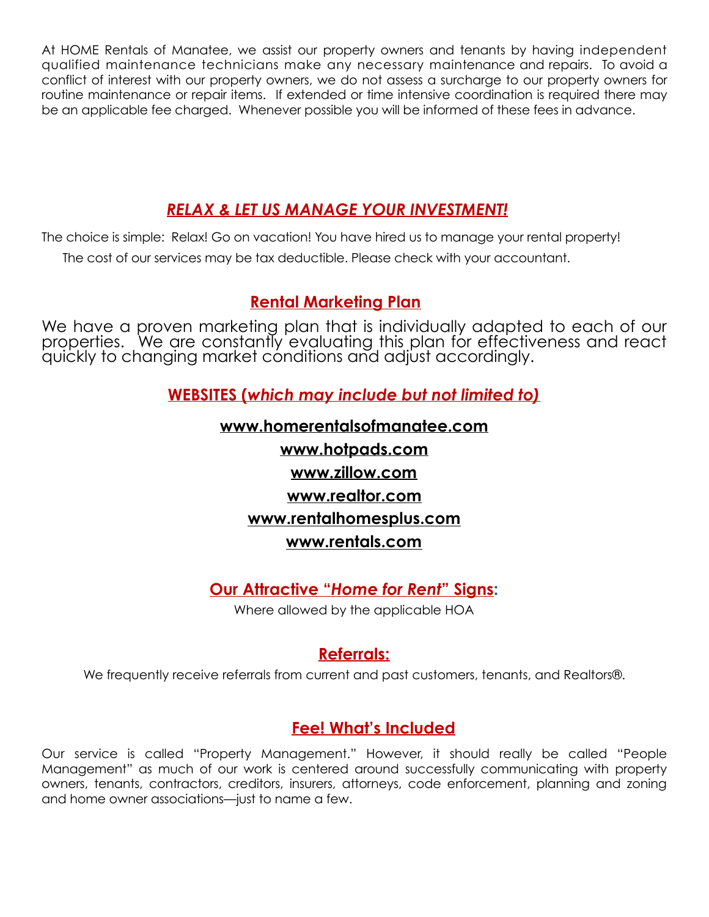At HOME Rentals of Manatee, we assist our property owners and tenants by having independent qualified maintenance technicians make any necessary maintenance and repairs. To avoid a conflict of interest with our property owners, we do not assess a surcharge to our property owners for routine maintenance or repair items. If extended or time intensive coordination is required there may be an applicable fee charged. Whenever possible you will be informed of these fees in advance.

## *RELAX & LET US MANAGE YOUR INVESTMENT!*

The choice is simple: Relax! Go on vacation! You have hired us to manage your rental property!

The cost of our services may be tax deductible. Please check with your accountant.

## Rental Marketing Plan

We have a proven marketing plan that is individually adapted to each of our properties. We are constantly evaluating this plan for effectiveness and react quickly to changing market conditions and adjust accordingly.

## WEBSITES (*which may include but not limited to)*

**www.homerentalsofmanatee.com**

**www.hotpads.com**

**www.zillow.com**

**www.realtor.com**

**www.rentalhomesplus.com**

**www.rentals.com**

## Our Attractive "*Home for Rent*" Signs:

Where allowed by the applicable HOA

## Referrals:

We frequently receive referrals from current and past customers, tenants, and Realtors®.

## Fee! What's Included

Our service is called "Property Management." However, it should really be called "People Management" as much of our work is centered around successfully communicating with property owners, tenants, contractors, creditors, insurers, attorneys, code enforcement, planning and zoning and home owner associations—just to name a few.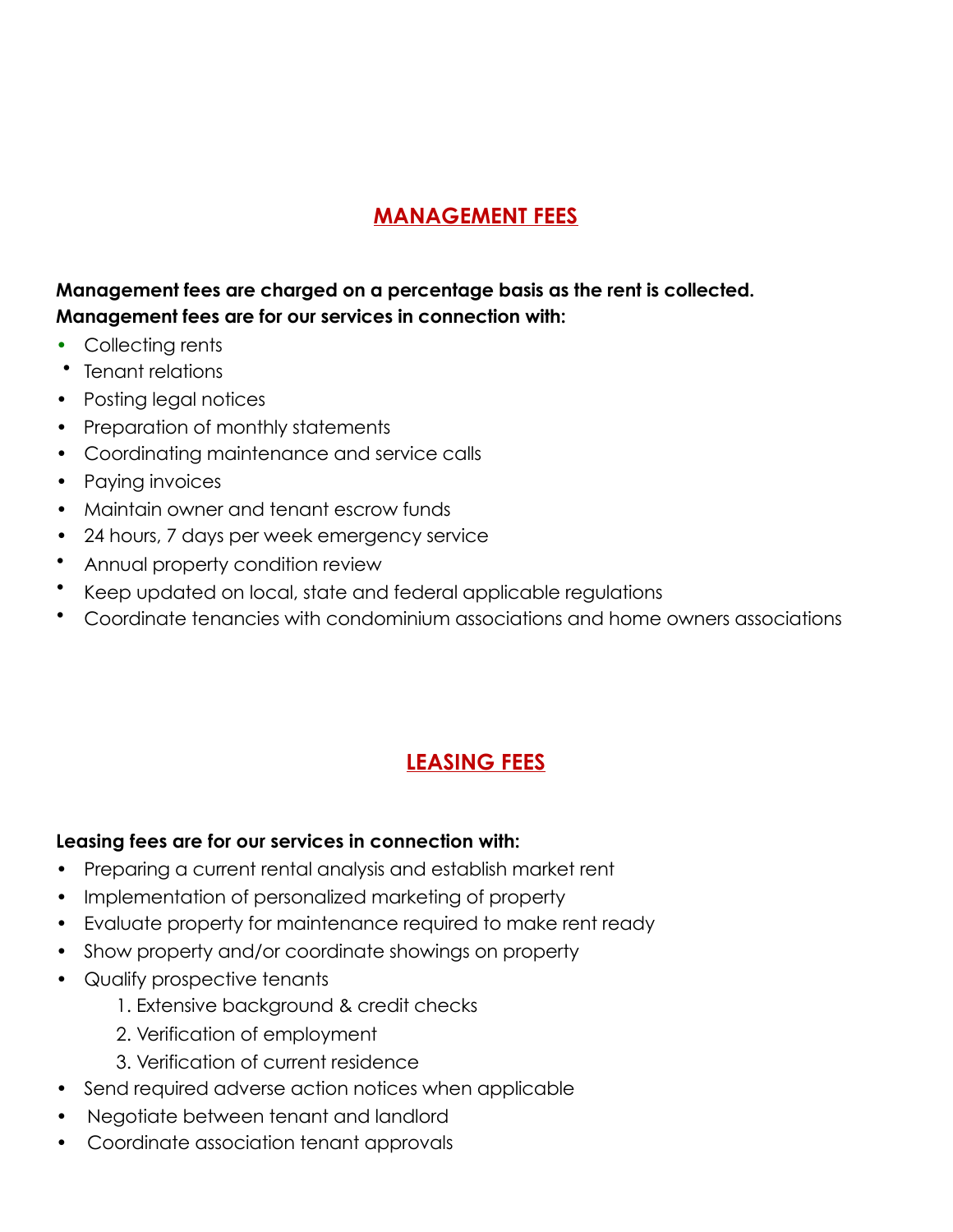## MANAGEMENT FEES

**Management fees are charged on a percentage basis as the rent is collected.**
**Management fees are for our services in connection with:**

- Collecting rents
- Tenant relations
- Posting legal notices
- Preparation of monthly statements
- Coordinating maintenance and service calls
- Paying invoices
- Maintain owner and tenant escrow funds
- 24 hours, 7 days per week emergency service
- Annual property condition review
- Keep updated on local, state and federal applicable regulations
- Coordinate tenancies with condominium associations and home owners associations

## LEASING FEES

**Leasing fees are for our services in connection with:**

- Preparing a current rental analysis and establish market rent
- Implementation of personalized marketing of property
- Evaluate property for maintenance required to make rent ready
- Show property and/or coordinate showings on property
- Qualify prospective tenants
    1. Extensive background & credit checks
    2. Verification of employment
    3. Verification of current residence
- Send required adverse action notices when applicable
- Negotiate between tenant and landlord
- Coordinate association tenant approvals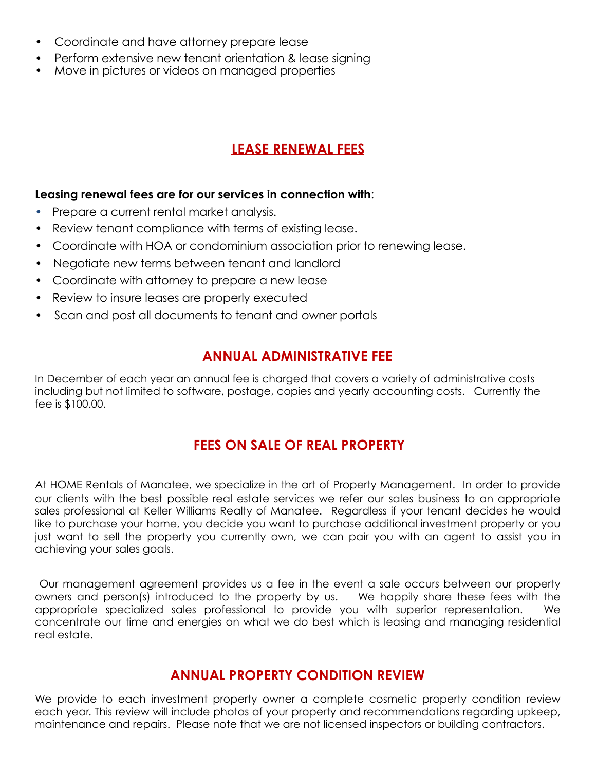- Coordinate and have attorney prepare lease
- Perform extensive new tenant orientation & lease signing
- Move in pictures or videos on managed properties

## LEASE RENEWAL FEES

**Leasing renewal fees are for our services in connection with**:

- Prepare a current rental market analysis.
- Review tenant compliance with terms of existing lease.
- Coordinate with HOA or condominium association prior to renewing lease.
- Negotiate new terms between tenant and landlord
- Coordinate with attorney to prepare a new lease
- Review to insure leases are properly executed
- Scan and post all documents to tenant and owner portals

## ANNUAL ADMINISTRATIVE FEE

In December of each year an annual fee is charged that covers a variety of administrative costs including but not limited to software, postage, copies and yearly accounting costs. Currently the fee is $100.00.

## FEES ON SALE OF REAL PROPERTY

At HOME Rentals of Manatee, we specialize in the art of Property Management. In order to provide our clients with the best possible real estate services we refer our sales business to an appropriate sales professional at Keller Williams Realty of Manatee. Regardless if your tenant decides he would like to purchase your home, you decide you want to purchase additional investment property or you just want to sell the property you currently own, we can pair you with an agent to assist you in achieving your sales goals.

Our management agreement provides us a fee in the event a sale occurs between our property owners and person(s) introduced to the property by us. We happily share these fees with the appropriate specialized sales professional to provide you with superior representation. We concentrate our time and energies on what we do best which is leasing and managing residential real estate.

## ANNUAL PROPERTY CONDITION REVIEW

We provide to each investment property owner a complete cosmetic property condition review each year. This review will include photos of your property and recommendations regarding upkeep, maintenance and repairs. Please note that we are not licensed inspectors or building contractors.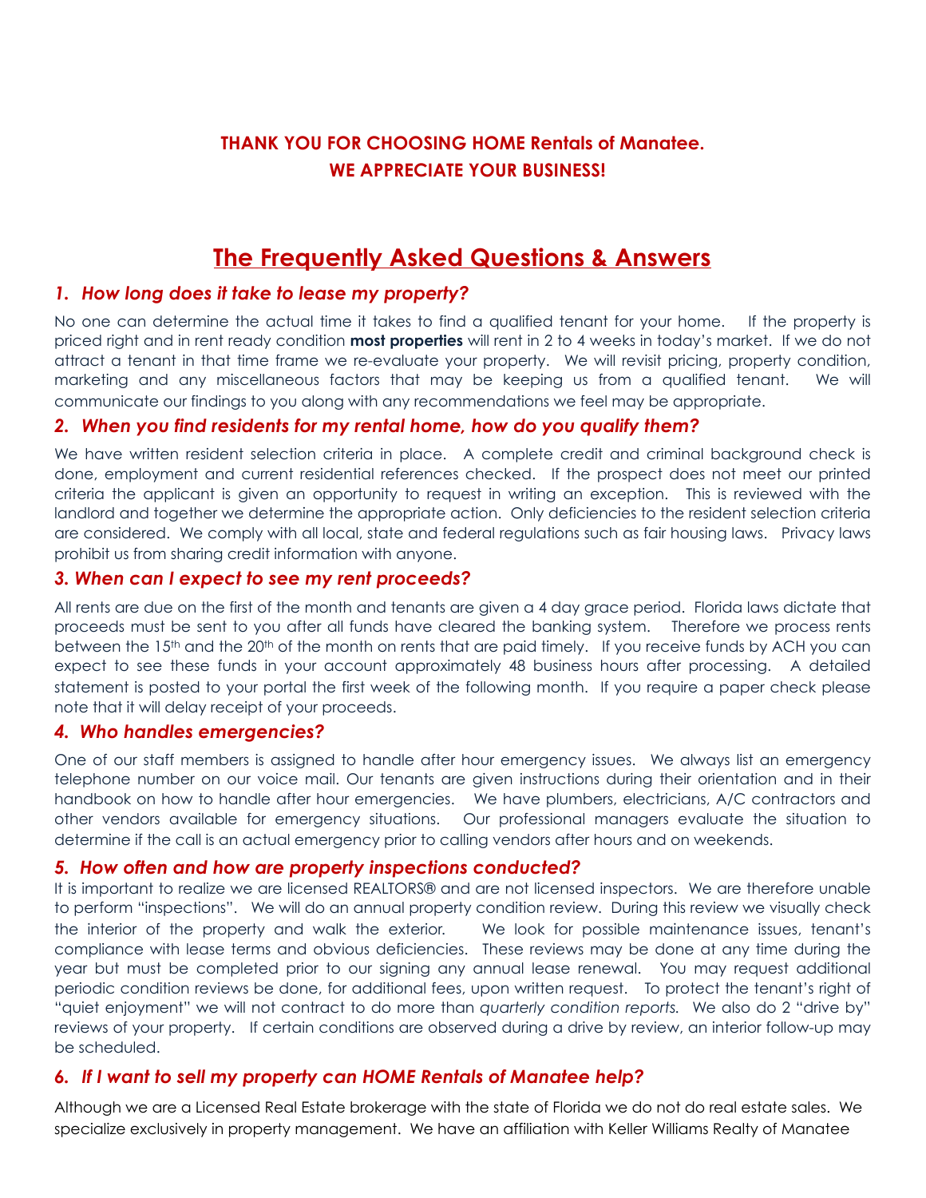**THANK YOU FOR CHOOSING HOME Rentals of Manatee.**
**WE APPRECIATE YOUR BUSINESS!**

# The Frequently Asked Questions & Answers

### *1. How long does it take to lease my property?*

No one can determine the actual time it takes to find a qualified tenant for your home. If the property is priced right and in rent ready condition **most properties** will rent in 2 to 4 weeks in today's market. If we do not attract a tenant in that time frame we re-evaluate your property. We will revisit pricing, property condition, marketing and any miscellaneous factors that may be keeping us from a qualified tenant. We will communicate our findings to you along with any recommendations we feel may be appropriate.

### *2. When you find residents for my rental home, how do you qualify them?*

We have written resident selection criteria in place. A complete credit and criminal background check is done, employment and current residential references checked. If the prospect does not meet our printed criteria the applicant is given an opportunity to request in writing an exception. This is reviewed with the landlord and together we determine the appropriate action. Only deficiencies to the resident selection criteria are considered. We comply with all local, state and federal regulations such as fair housing laws. Privacy laws prohibit us from sharing credit information with anyone.

### *3. When can I expect to see my rent proceeds?*

All rents are due on the first of the month and tenants are given a 4 day grace period. Florida laws dictate that proceeds must be sent to you after all funds have cleared the banking system. Therefore we process rents between the 15th and the 20th of the month on rents that are paid timely. If you receive funds by ACH you can expect to see these funds in your account approximately 48 business hours after processing. A detailed statement is posted to your portal the first week of the following month. If you require a paper check please note that it will delay receipt of your proceeds.

### *4. Who handles emergencies?*

One of our staff members is assigned to handle after hour emergency issues. We always list an emergency telephone number on our voice mail. Our tenants are given instructions during their orientation and in their handbook on how to handle after hour emergencies. We have plumbers, electricians, A/C contractors and other vendors available for emergency situations. Our professional managers evaluate the situation to determine if the call is an actual emergency prior to calling vendors after hours and on weekends.

### *5. How often and how are property inspections conducted?*

It is important to realize we are licensed REALTORS® and are not licensed inspectors. We are therefore unable to perform "inspections". We will do an annual property condition review. During this review we visually check the interior of the property and walk the exterior. We look for possible maintenance issues, tenant's compliance with lease terms and obvious deficiencies. These reviews may be done at any time during the year but must be completed prior to our signing any annual lease renewal. You may request additional periodic condition reviews be done, for additional fees, upon written request. To protect the tenant's right of "quiet enjoyment" we will not contract to do more than *quarterly condition reports.* We also do 2 "drive by" reviews of your property. If certain conditions are observed during a drive by review, an interior follow-up may be scheduled.

### *6. If I want to sell my property can HOME Rentals of Manatee help?*

Although we are a Licensed Real Estate brokerage with the state of Florida we do not do real estate sales. We specialize exclusively in property management. We have an affiliation with Keller Williams Realty of Manatee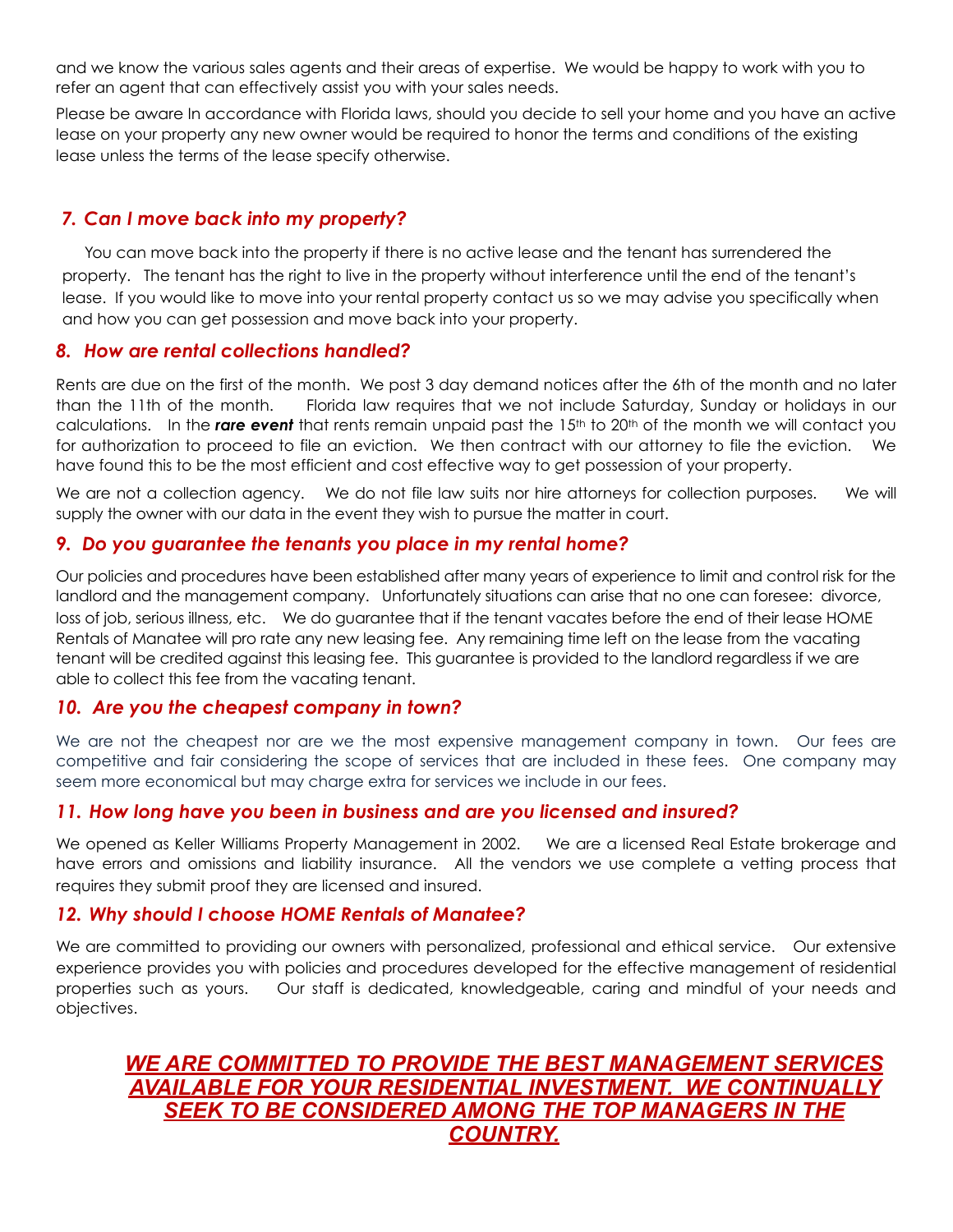and we know the various sales agents and their areas of expertise. We would be happy to work with you to refer an agent that can effectively assist you with your sales needs.

Please be aware In accordance with Florida laws, should you decide to sell your home and you have an active lease on your property any new owner would be required to honor the terms and conditions of the existing lease unless the terms of the lease specify otherwise.

### *7. Can I move back into my property?*

You can move back into the property if there is no active lease and the tenant has surrendered the property. The tenant has the right to live in the property without interference until the end of the tenant's lease. If you would like to move into your rental property contact us so we may advise you specifically when and how you can get possession and move back into your property.

### *8. How are rental collections handled?*

Rents are due on the first of the month. We post 3 day demand notices after the 6th of the month and no later than the 11th of the month. Florida law requires that we not include Saturday, Sunday or holidays in our calculations. In the ***rare event*** that rents remain unpaid past the 15th to 20th of the month we will contact you for authorization to proceed to file an eviction. We then contract with our attorney to file the eviction. We have found this to be the most efficient and cost effective way to get possession of your property.

We are not a collection agency. We do not file law suits nor hire attorneys for collection purposes. We will supply the owner with our data in the event they wish to pursue the matter in court.

### *9. Do you guarantee the tenants you place in my rental home?*

Our policies and procedures have been established after many years of experience to limit and control risk for the landlord and the management company. Unfortunately situations can arise that no one can foresee: divorce, loss of job, serious illness, etc. We do guarantee that if the tenant vacates before the end of their lease HOME Rentals of Manatee will pro rate any new leasing fee. Any remaining time left on the lease from the vacating tenant will be credited against this leasing fee. This guarantee is provided to the landlord regardless if we are able to collect this fee from the vacating tenant.

### *10. Are you the cheapest company in town?*

We are not the cheapest nor are we the most expensive management company in town. Our fees are competitive and fair considering the scope of services that are included in these fees. One company may seem more economical but may charge extra for services we include in our fees.

### *11. How long have you been in business and are you licensed and insured?*

We opened as Keller Williams Property Management in 2002. We are a licensed Real Estate brokerage and have errors and omissions and liability insurance. All the vendors we use complete a vetting process that requires they submit proof they are licensed and insured.

### *12. Why should I choose HOME Rentals of Manatee?*

We are committed to providing our owners with personalized, professional and ethical service. Our extensive experience provides you with policies and procedures developed for the effective management of residential properties such as yours. Our staff is dedicated, knowledgeable, caring and mindful of your needs and objectives.

***WE ARE COMMITTED TO PROVIDE THE BEST MANAGEMENT SERVICES AVAILABLE FOR YOUR RESIDENTIAL INVESTMENT. WE CONTINUALLY SEEK TO BE CONSIDERED AMONG THE TOP MANAGERS IN THE COUNTRY.***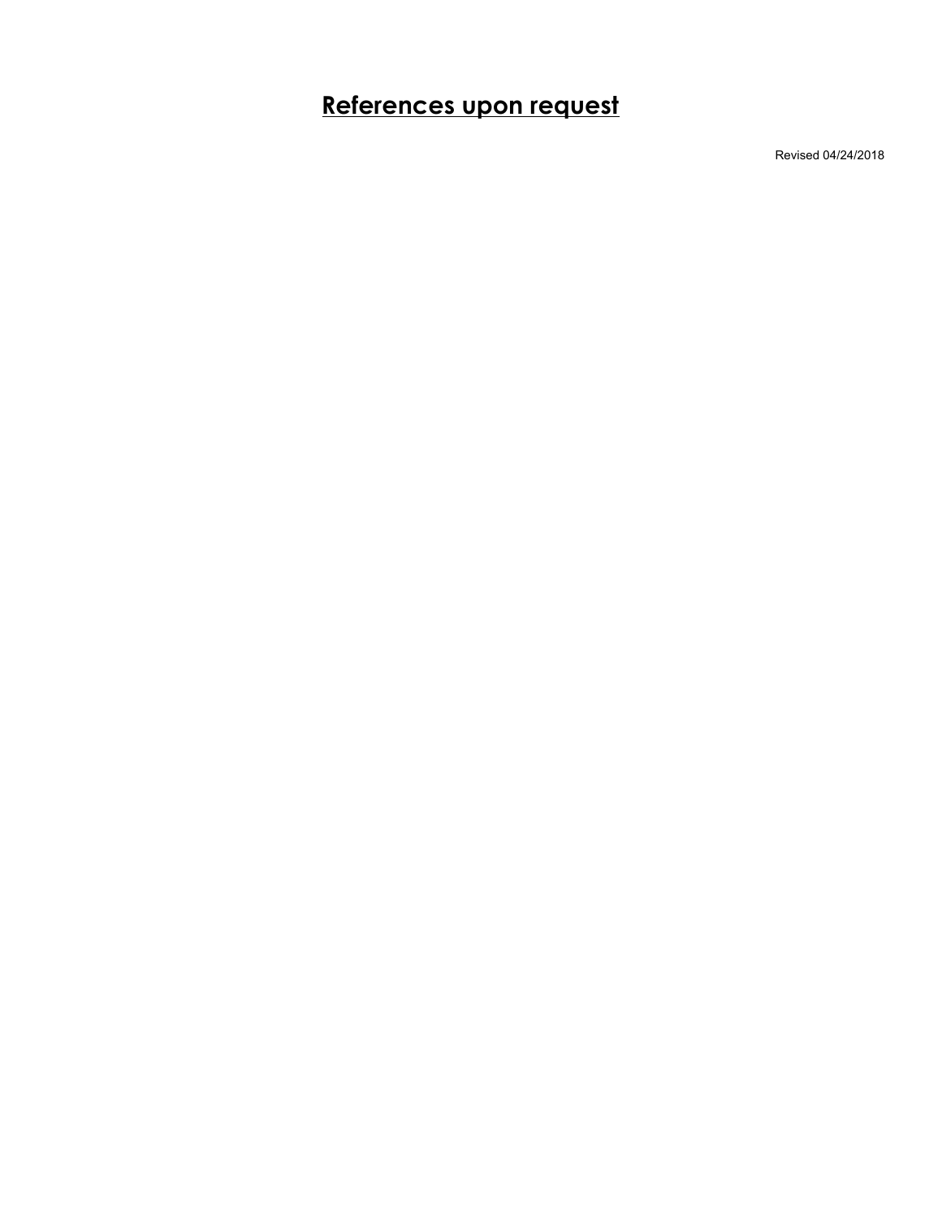# **References upon request**

Revised 04/24/2018